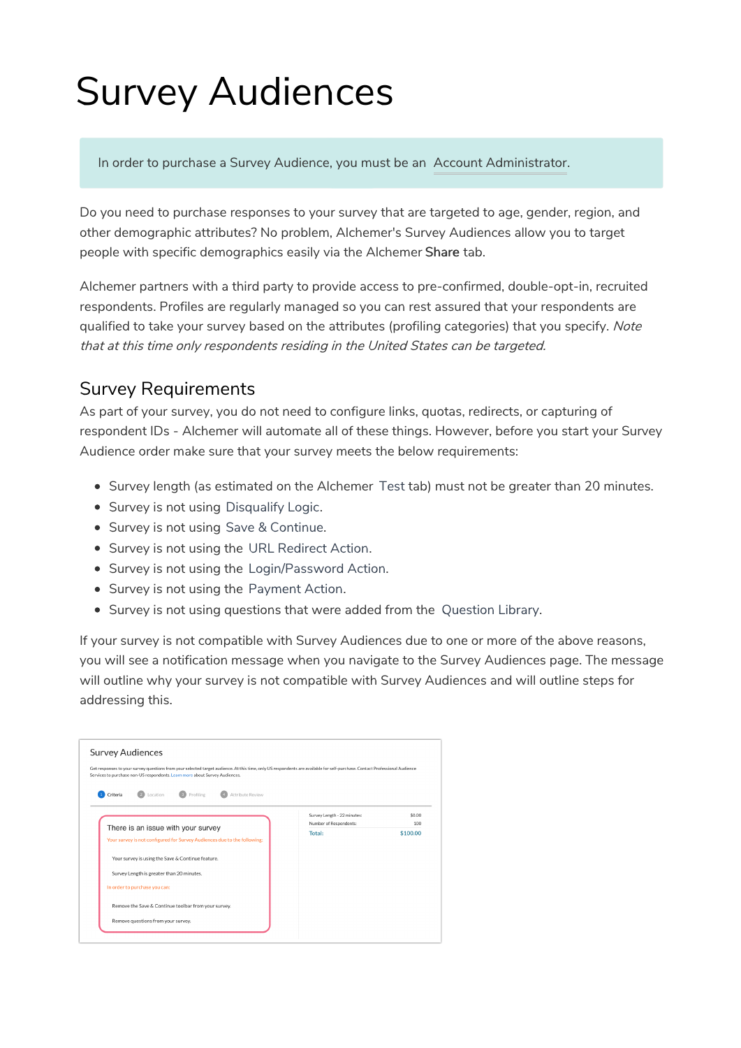# Survey Audiences

In order to purchase a Survey Audience, you must be an Account Administrator.

Do you need to purchase responses to your survey that are targeted to age, gender, region, and other demographic attributes? No problem, Alchemer's Survey Audiences allow you to target people with specific demographics easily via the Alchemer **Share** tab.

Alchemer partners with a third party to provide access to pre-confirmed, double-opt-in, recruited respondents. Profiles are regularly managed so you can rest assured that your respondents are qualified to take your survey based on the attributes (profiling categories) that you specify. *Note that at this time only respondents residing in the United States can be targeted.*

## Survey Requirements

As part of your survey, you do not need to configure links, quotas, redirects, or capturing of respondent IDs - Alchemer will automate all of these things. However, before you start your Survey Audience order make sure that your survey meets the below requirements:

- Survey length (as estimated on the Alchemer Test tab) must not be greater than 20 minutes.
- Survey is not using Disqualify Logic.
- Survey is not using Save & Continue.
- Survey is not using the URL Redirect Action.
- Survey is not using the Login/Password Action.
- Survey is not using the Payment Action.
- Survey is not using questions that were added from the Question Library.

If your survey is not compatible with Survey Audiences due to one or more of the above reasons, you will see a notification message when you navigate to the Survey Audiences page. The message will outline why your survey is not compatible with Survey Audiences and will outline steps for addressing this.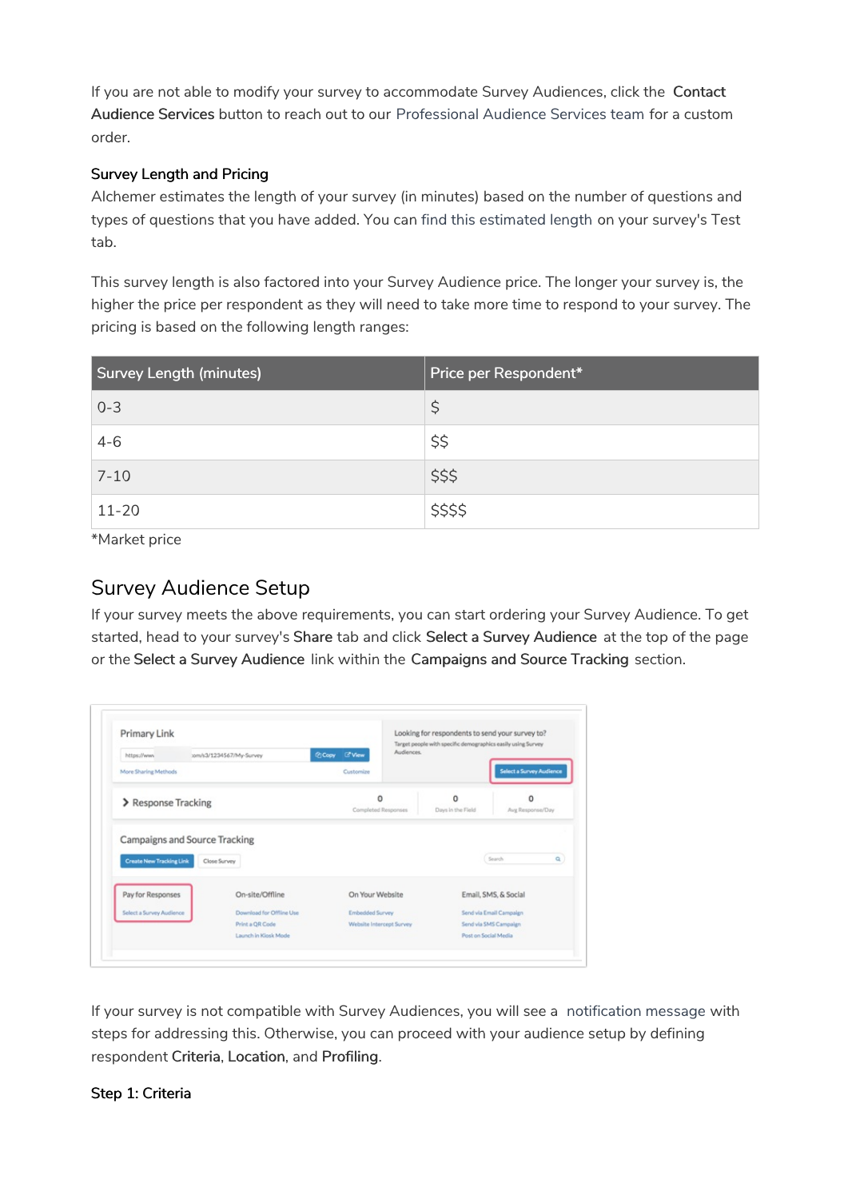If you are not able to modify your survey to accommodate Survey Audiences, click the **Contact Audience Services** button to reach out to our Professional Audience Services team for a custom order.

**Survey Length and Pricing**

Alchemer estimates the length of your survey (in minutes) based on the number of questions and types of questions that you have added. You can find this estimated length on your survey's Test tab.

This survey length is also factored into your Survey Audience price. The longer your survey is, the higher the price per respondent as they will need to take more time to respond to your survey. The pricing is based on the following length ranges:

| Survey Length (minutes) | Price per Respondent* |
| --- | --- |
| 0-3 | $ |
| 4-6 | $$ |
| 7-10 | $$$ |
| 11-20 | $$$$ |

*Market price

## Survey Audience Setup

If your survey meets the above requirements, you can start ordering your Survey Audience. To get started, head to your survey's **Share** tab and click **Select a Survey Audience** at the top of the page or the **Select a Survey Audience** link within the **Campaigns and Source Tracking** section.

If your survey is not compatible with Survey Audiences, you will see a notification message with steps for addressing this. Otherwise, you can proceed with your audience setup by defining respondent **Criteria**, **Location**, and **Profiling**.

**Step 1: Criteria**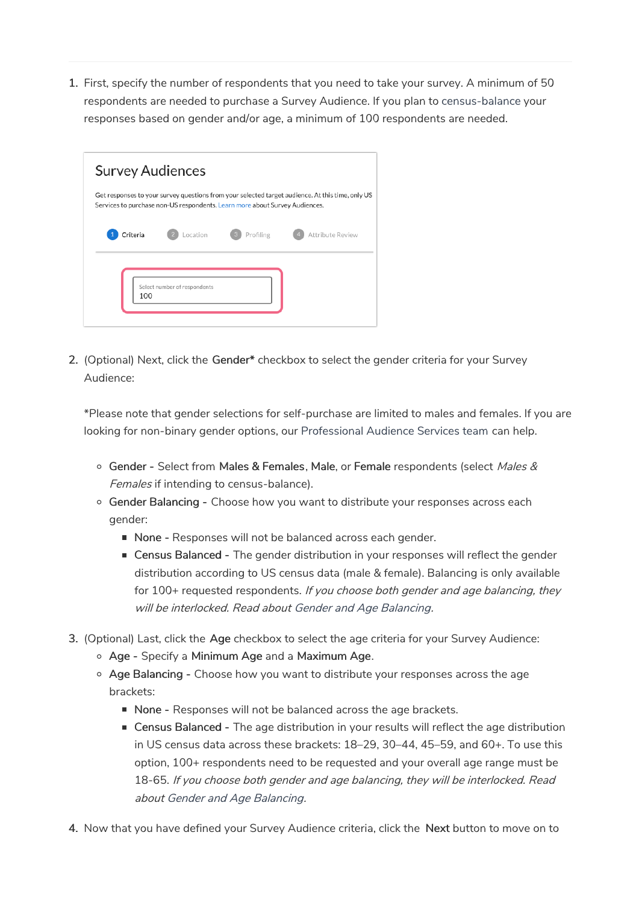1. First, specify the number of respondents that you need to take your survey. A minimum of 50 respondents are needed to purchase a Survey Audience. If you plan to census-balance your responses based on gender and/or age, a minimum of 100 respondents are needed.

2. (Optional) Next, click the **Gender*** checkbox to select the gender criteria for your Survey Audience:

   *Please note that gender selections for self-purchase are limited to males and females. If you are looking for non-binary gender options, our Professional Audience Services team can help.

   - **Gender** - Select from **Males & Females**, **Male**, or **Female** respondents (select *Males & Females* if intending to census-balance).
   - **Gender Balancing** - Choose how you want to distribute your responses across each gender:
     - **None** - Responses will not be balanced across each gender.
     - **Census Balanced** - The gender distribution in your responses will reflect the gender distribution according to US census data (male & female). Balancing is only available for 100+ requested respondents. *If you choose both gender and age balancing, they will be interlocked. Read about Gender and Age Balancing.*

3. (Optional) Last, click the **Age** checkbox to select the age criteria for your Survey Audience:
   - **Age** - Specify a **Minimum Age** and a **Maximum Age**.
   - **Age Balancing** - Choose how you want to distribute your responses across the age brackets:
     - **None** - Responses will not be balanced across the age brackets.
     - **Census Balanced** - The age distribution in your results will reflect the age distribution in US census data across these brackets: 18–29, 30–44, 45–59, and 60+. To use this option, 100+ respondents need to be requested and your overall age range must be 18-65. *If you choose both gender and age balancing, they will be interlocked. Read about Gender and Age Balancing.*

4. Now that you have defined your Survey Audience criteria, click the **Next** button to move on to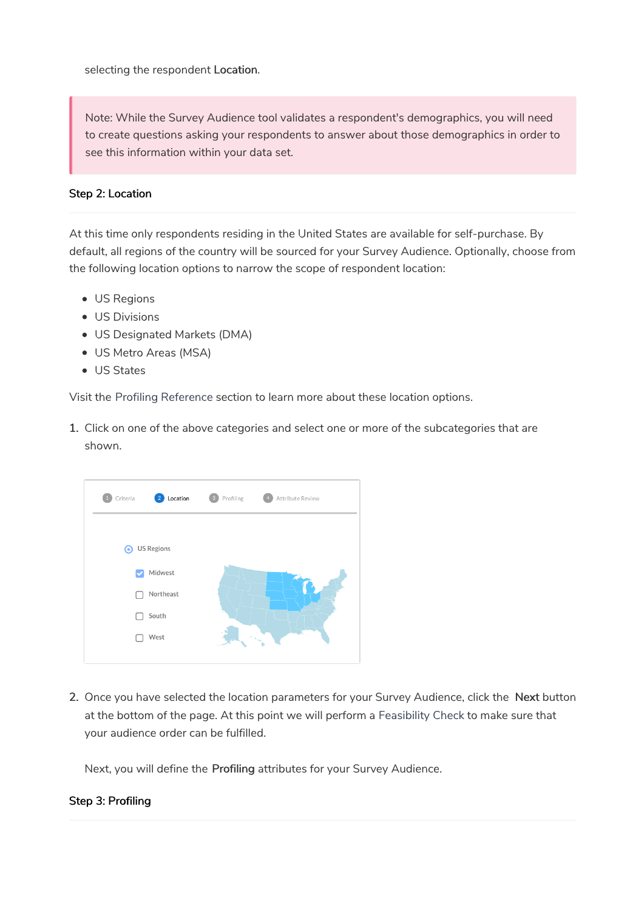selecting the respondent **Location**.

> Note: While the Survey Audience tool validates a respondent's demographics, you will need to create questions asking your respondents to answer about those demographics in order to see this information within your data set.

### Step 2: Location

At this time only respondents residing in the United States are available for self-purchase. By default, all regions of the country will be sourced for your Survey Audience. Optionally, choose from the following location options to narrow the scope of respondent location:

- US Regions
- US Divisions
- US Designated Markets (DMA)
- US Metro Areas (MSA)
- US States

Visit the Profiling Reference section to learn more about these location options.

1. Click on one of the above categories and select one or more of the subcategories that are shown.

2. Once you have selected the location parameters for your Survey Audience, click the **Next** button at the bottom of the page. At this point we will perform a Feasibility Check to make sure that your audience order can be fulfilled.

   Next, you will define the **Profiling** attributes for your Survey Audience.

### Step 3: Profiling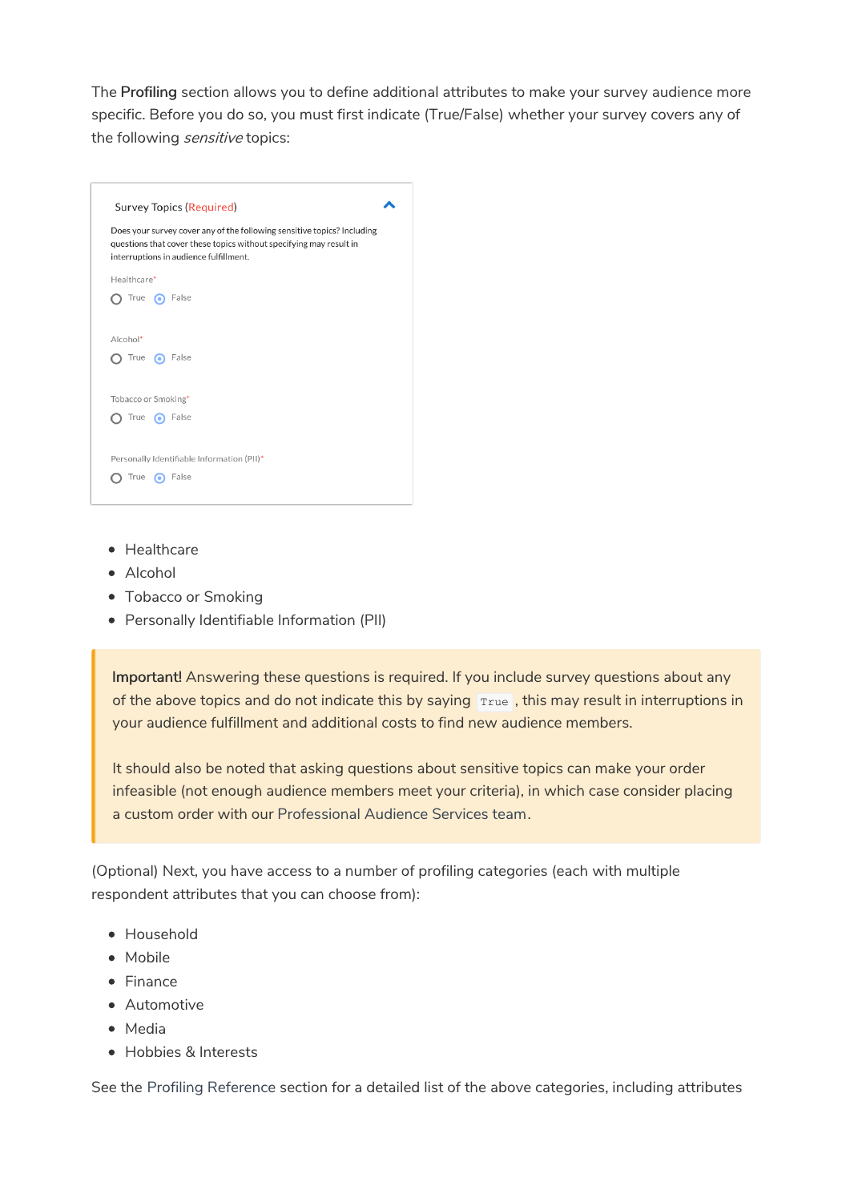The **Profiling** section allows you to define additional attributes to make your survey audience more specific. Before you do so, you must first indicate (True/False) whether your survey covers any of the following *sensitive* topics:

Survey Topics (Required)

Does your survey cover any of the following sensitive topics? Including questions that cover these topics without specifying may result in interruptions in audience fulfillment.

Healthcare*
True False

Alcohol*
True False

Tobacco or Smoking*
True False

Personally Identifiable Information (PII)*
True False

- Healthcare
- Alcohol
- Tobacco or Smoking
- Personally Identifiable Information (PII)

> **Important!** Answering these questions is required. If you include survey questions about any of the above topics and do not indicate this by saying `True`, this may result in interruptions in your audience fulfillment and additional costs to find new audience members.
>
> It should also be noted that asking questions about sensitive topics can make your order infeasible (not enough audience members meet your criteria), in which case consider placing a custom order with our Professional Audience Services team.

(Optional) Next, you have access to a number of profiling categories (each with multiple respondent attributes that you can choose from):

- Household
- Mobile
- Finance
- Automotive
- Media
- Hobbies & Interests

See the Profiling Reference section for a detailed list of the above categories, including attributes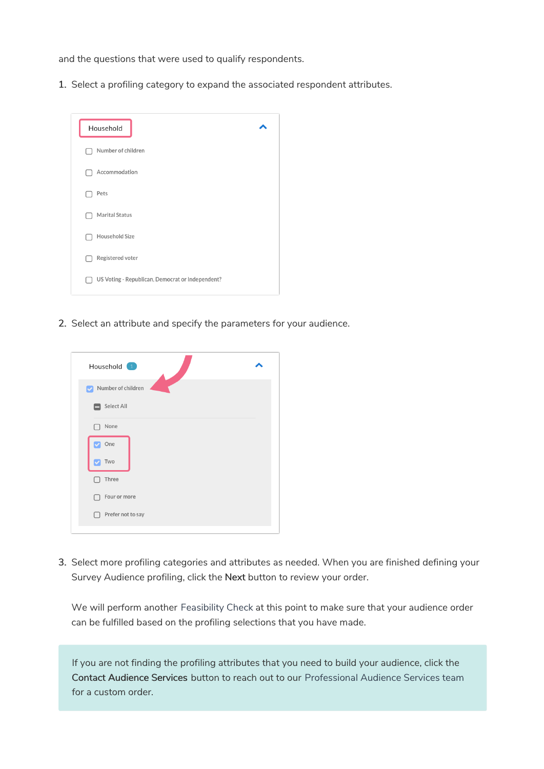and the questions that were used to qualify respondents.

1. Select a profiling category to expand the associated respondent attributes.

2. Select an attribute and specify the parameters for your audience.

3. Select more profiling categories and attributes as needed. When you are finished defining your Survey Audience profiling, click the **Next** button to review your order.

   We will perform another Feasibility Check at this point to make sure that your audience order can be fulfilled based on the profiling selections that you have made.

If you are not finding the profiling attributes that you need to build your audience, click the **Contact Audience Services** button to reach out to our Professional Audience Services team for a custom order.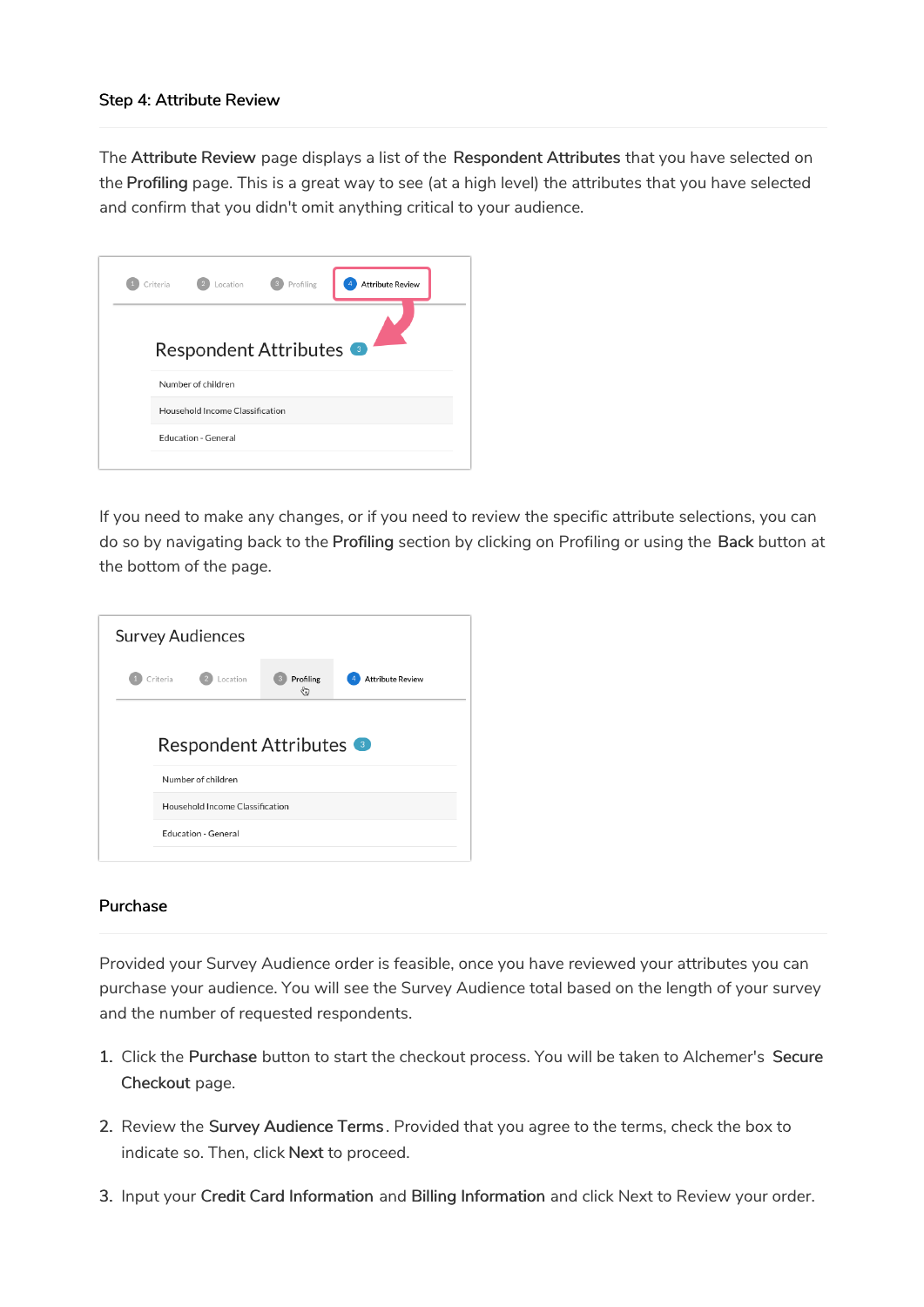### Step 4: Attribute Review

The **Attribute Review** page displays a list of the **Respondent Attributes** that you have selected on the **Profiling** page. This is a great way to see (at a high level) the attributes that you have selected and confirm that you didn't omit anything critical to your audience.

If you need to make any changes, or if you need to review the specific attribute selections, you can do so by navigating back to the **Profiling** section by clicking on Profiling or using the **Back** button at the bottom of the page.

### Purchase

Provided your Survey Audience order is feasible, once you have reviewed your attributes you can purchase your audience. You will see the Survey Audience total based on the length of your survey and the number of requested respondents.

1. Click the **Purchase** button to start the checkout process. You will be taken to Alchemer's **Secure Checkout** page.
2. Review the **Survey Audience Terms**. Provided that you agree to the terms, check the box to indicate so. Then, click **Next** to proceed.
3. Input your **Credit Card Information** and **Billing Information** and click Next to Review your order.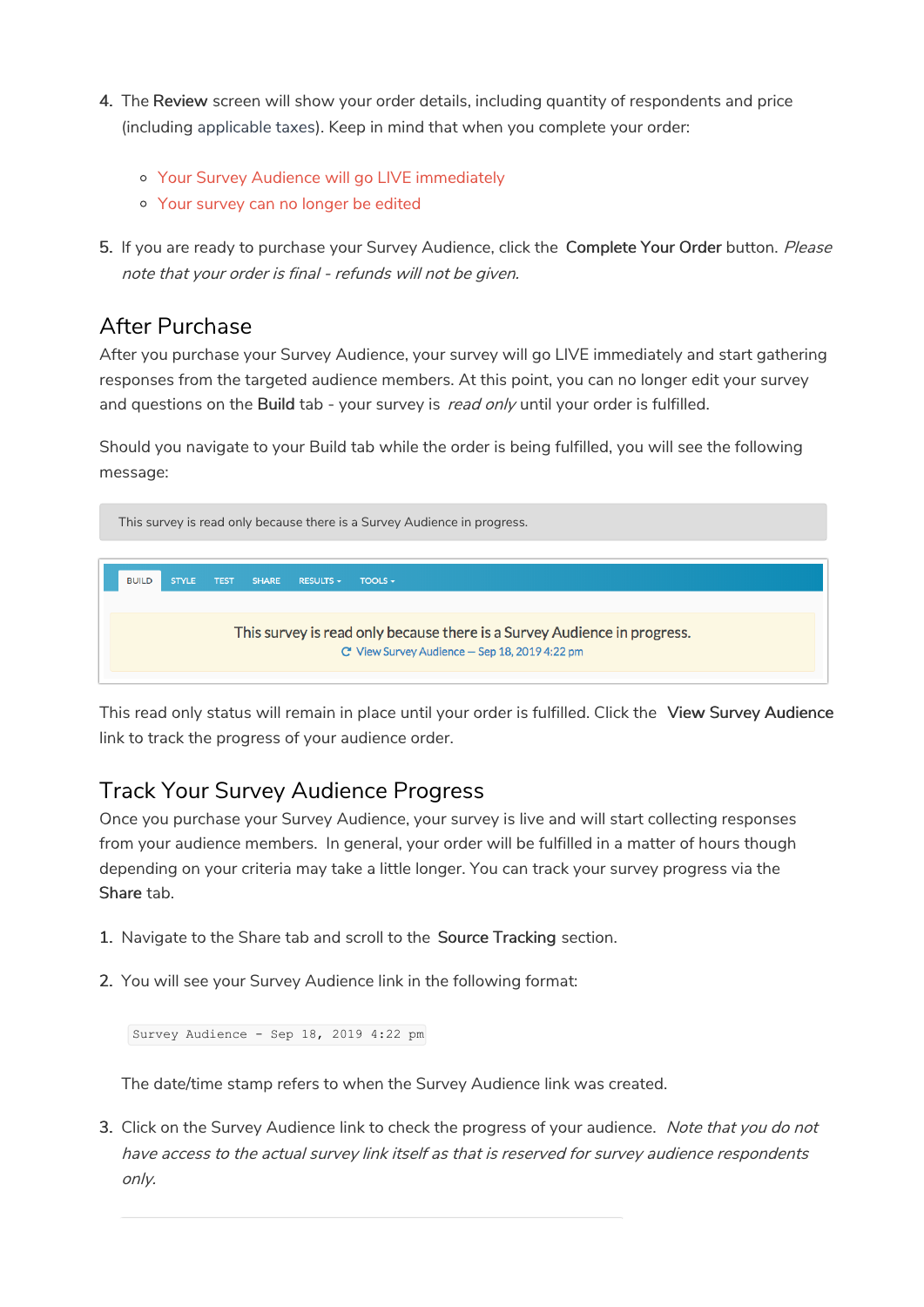4. The **Review** screen will show your order details, including quantity of respondents and price (including applicable taxes). Keep in mind that when you complete your order:

    - Your Survey Audience will go LIVE immediately
    - Your survey can no longer be edited

5. If you are ready to purchase your Survey Audience, click the **Complete Your Order** button. *Please note that your order is final - refunds will not be given.*

## After Purchase

After you purchase your Survey Audience, your survey will go LIVE immediately and start gathering responses from the targeted audience members. At this point, you can no longer edit your survey and questions on the **Build** tab - your survey is *read only* until your order is fulfilled.

Should you navigate to your Build tab while the order is being fulfilled, you will see the following message:

> This survey is read only because there is a Survey Audience in progress.

BUILD STYLE TEST SHARE RESULTS TOOLS

This survey is read only because there is a Survey Audience in progress.
View Survey Audience — Sep 18, 2019 4:22 pm

This read only status will remain in place until your order is fulfilled. Click the **View Survey Audience** link to track the progress of your audience order.

## Track Your Survey Audience Progress

Once you purchase your Survey Audience, your survey is live and will start collecting responses from your audience members. In general, your order will be fulfilled in a matter of hours though depending on your criteria may take a little longer. You can track your survey progress via the **Share** tab.

1. Navigate to the Share tab and scroll to the **Source Tracking** section.

2. You will see your Survey Audience link in the following format:

    ```
    Survey Audience - Sep 18, 2019 4:22 pm
    ```

    The date/time stamp refers to when the Survey Audience link was created.

3. Click on the Survey Audience link to check the progress of your audience. *Note that you do not have access to the actual survey link itself as that is reserved for survey audience respondents only.*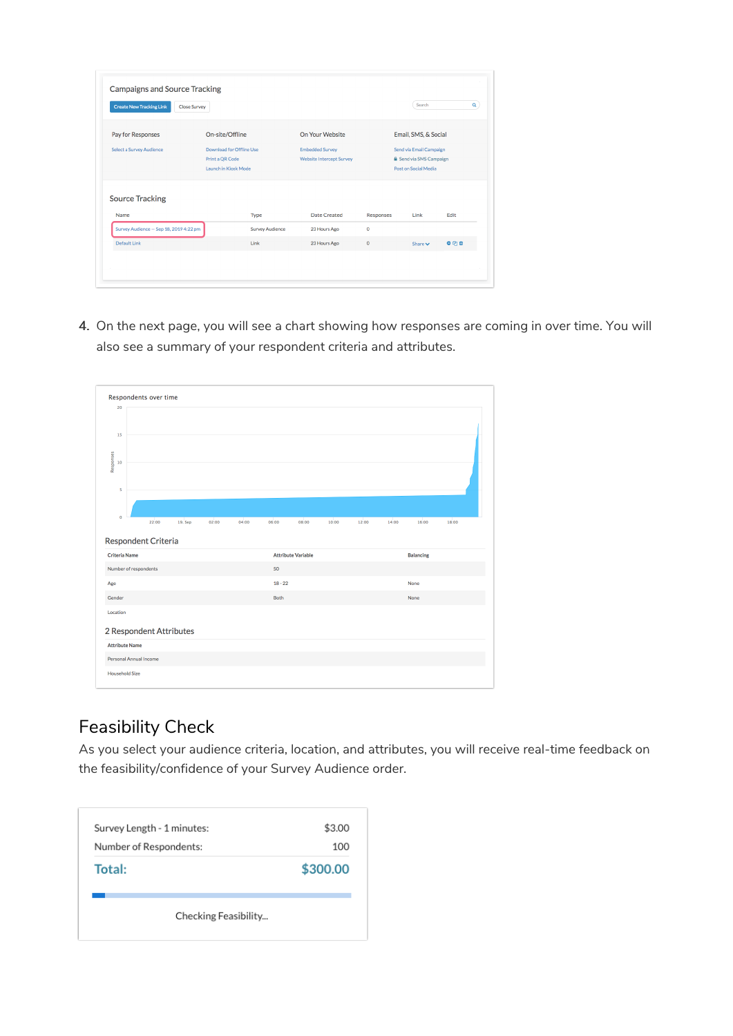4. On the next page, you will see a chart showing how responses are coming in over time. You will also see a summary of your respondent criteria and attributes.

## Feasibility Check

As you select your audience criteria, location, and attributes, you will receive real-time feedback on the feasibility/confidence of your Survey Audience order.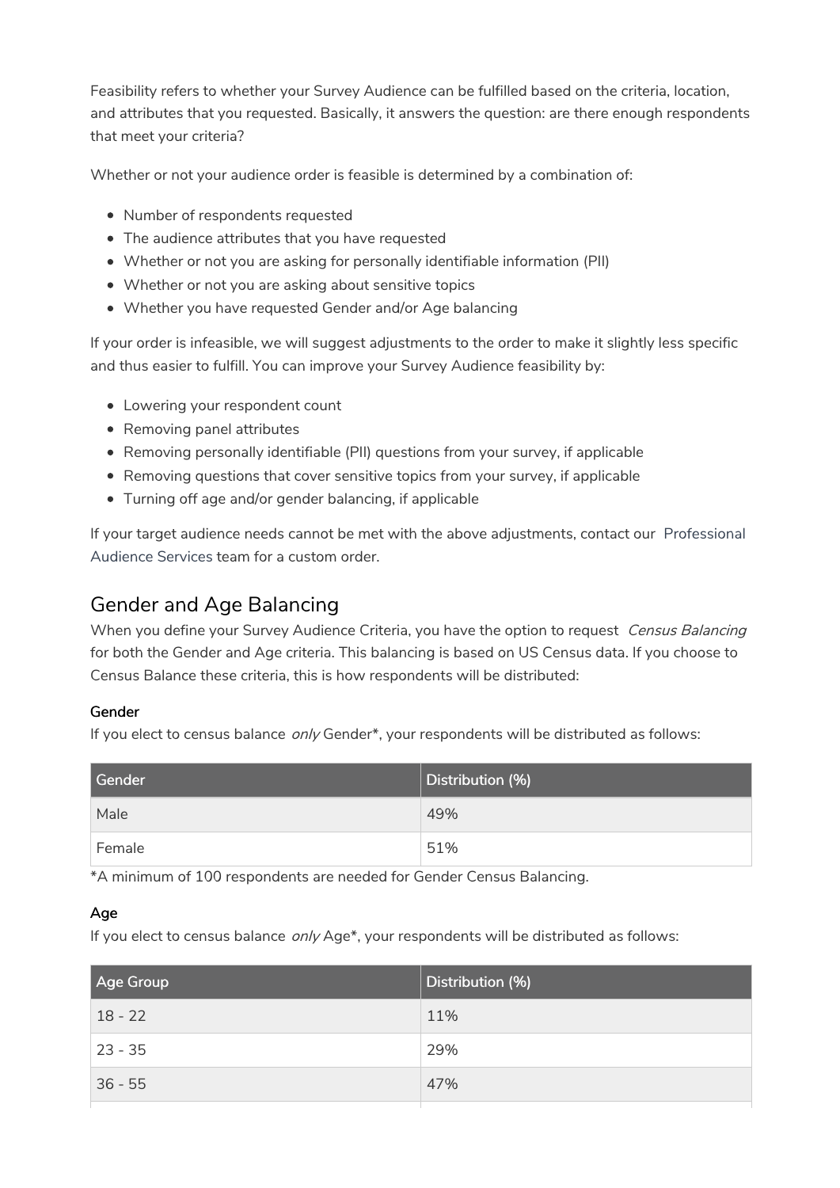Feasibility refers to whether your Survey Audience can be fulfilled based on the criteria, location, and attributes that you requested. Basically, it answers the question: are there enough respondents that meet your criteria?

Whether or not your audience order is feasible is determined by a combination of:

- Number of respondents requested
- The audience attributes that you have requested
- Whether or not you are asking for personally identifiable information (PII)
- Whether or not you are asking about sensitive topics
- Whether you have requested Gender and/or Age balancing

If your order is infeasible, we will suggest adjustments to the order to make it slightly less specific and thus easier to fulfill. You can improve your Survey Audience feasibility by:

- Lowering your respondent count
- Removing panel attributes
- Removing personally identifiable (PII) questions from your survey, if applicable
- Removing questions that cover sensitive topics from your survey, if applicable
- Turning off age and/or gender balancing, if applicable

If your target audience needs cannot be met with the above adjustments, contact our Professional Audience Services team for a custom order.

## Gender and Age Balancing

When you define your Survey Audience Criteria, you have the option to request *Census Balancing* for both the Gender and Age criteria. This balancing is based on US Census data. If you choose to Census Balance these criteria, this is how respondents will be distributed:

#### Gender

If you elect to census balance *only* Gender*, your respondents will be distributed as follows:

| Gender | Distribution (%) |
|---|---|
| Male | 49% |
| Female | 51% |

*A minimum of 100 respondents are needed for Gender Census Balancing.

#### Age

If you elect to census balance *only* Age*, your respondents will be distributed as follows:

| Age Group | Distribution (%) |
|---|---|
| 18 - 22 | 11% |
| 23 - 35 | 29% |
| 36 - 55 | 47% |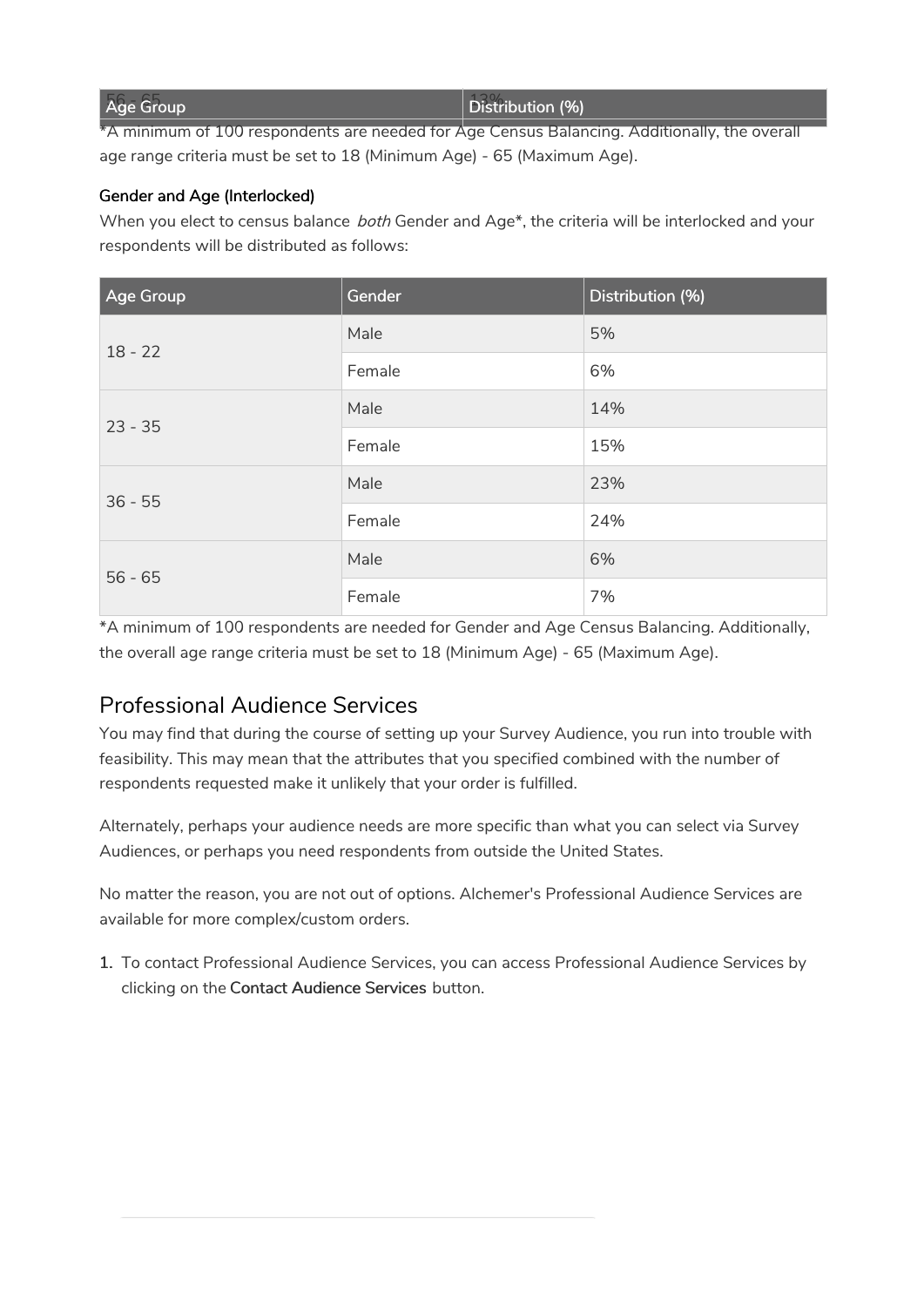| Age Group | Distribution (%) |
|---|---|
| 56 - 65 | 13% |

*A minimum of 100 respondents are needed for Age Census Balancing. Additionally, the overall age range criteria must be set to 18 (Minimum Age) - 65 (Maximum Age).

#### Gender and Age (Interlocked)

When you elect to census balance *both* Gender and Age*, the criteria will be interlocked and your respondents will be distributed as follows:

| Age Group | Gender | Distribution (%) |
|---|---|---|
| 18 - 22 | Male | 5% |
| | Female | 6% |
| 23 - 35 | Male | 14% |
| | Female | 15% |
| 36 - 55 | Male | 23% |
| | Female | 24% |
| 56 - 65 | Male | 6% |
| | Female | 7% |

*A minimum of 100 respondents are needed for Gender and Age Census Balancing. Additionally, the overall age range criteria must be set to 18 (Minimum Age) - 65 (Maximum Age).

## Professional Audience Services

You may find that during the course of setting up your Survey Audience, you run into trouble with feasibility. This may mean that the attributes that you specified combined with the number of respondents requested make it unlikely that your order is fulfilled.

Alternately, perhaps your audience needs are more specific than what you can select via Survey Audiences, or perhaps you need respondents from outside the United States.

No matter the reason, you are not out of options. Alchemer's Professional Audience Services are available for more complex/custom orders.

1. To contact Professional Audience Services, you can access Professional Audience Services by clicking on the **Contact Audience Services** button.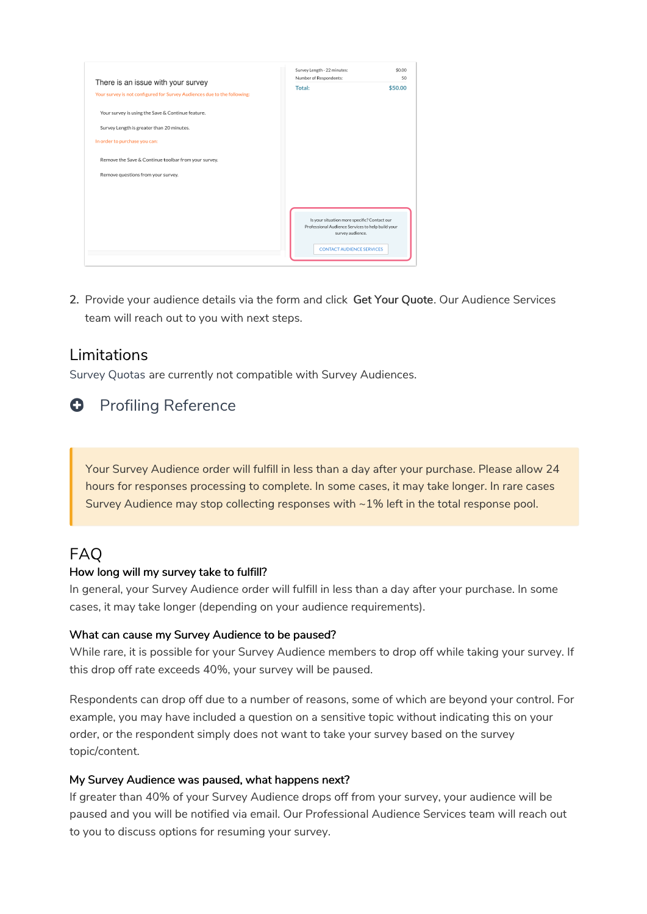2. Provide your audience details via the form and click **Get Your Quote**. Our Audience Services team will reach out to you with next steps.

## Limitations

Survey Quotas are currently not compatible with Survey Audiences.

## Profiling Reference

> Your Survey Audience order will fulfill in less than a day after your purchase. Please allow 24 hours for responses processing to complete. In some cases, it may take longer. In rare cases Survey Audience may stop collecting responses with ~1% left in the total response pool.

## FAQ

### How long will my survey take to fulfill?

In general, your Survey Audience order will fulfill in less than a day after your purchase. In some cases, it may take longer (depending on your audience requirements).

### What can cause my Survey Audience to be paused?

While rare, it is possible for your Survey Audience members to drop off while taking your survey. If this drop off rate exceeds 40%, your survey will be paused.

Respondents can drop off due to a number of reasons, some of which are beyond your control. For example, you may have included a question on a sensitive topic without indicating this on your order, or the respondent simply does not want to take your survey based on the survey topic/content.

### My Survey Audience was paused, what happens next?

If greater than 40% of your Survey Audience drops off from your survey, your audience will be paused and you will be notified via email. Our Professional Audience Services team will reach out to you to discuss options for resuming your survey.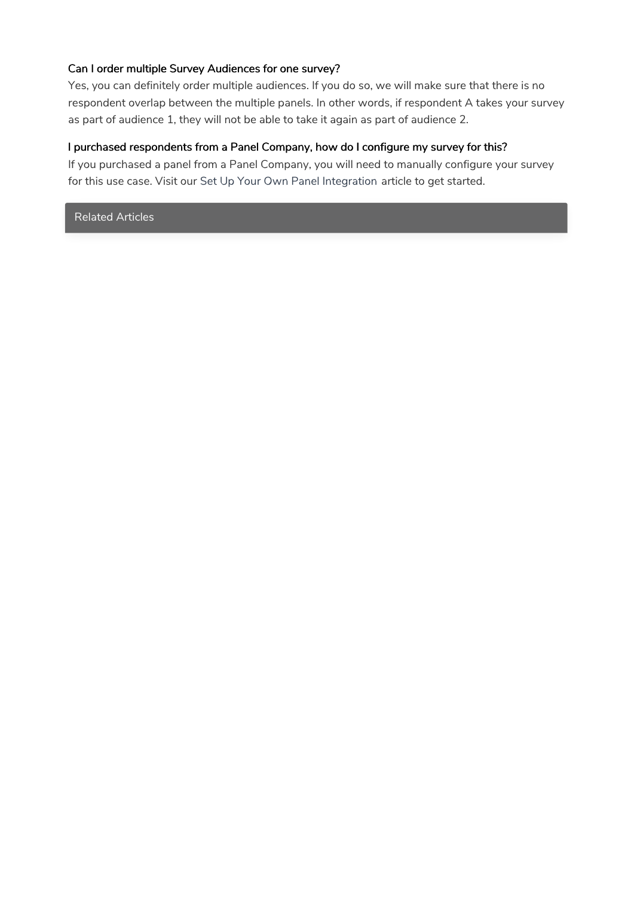### Can I order multiple Survey Audiences for one survey?

Yes, you can definitely order multiple audiences. If you do so, we will make sure that there is no respondent overlap between the multiple panels. In other words, if respondent A takes your survey as part of audience 1, they will not be able to take it again as part of audience 2.

### I purchased respondents from a Panel Company, how do I configure my survey for this?

If you purchased a panel from a Panel Company, you will need to manually configure your survey for this use case. Visit our Set Up Your Own Panel Integration article to get started.

## Related Articles